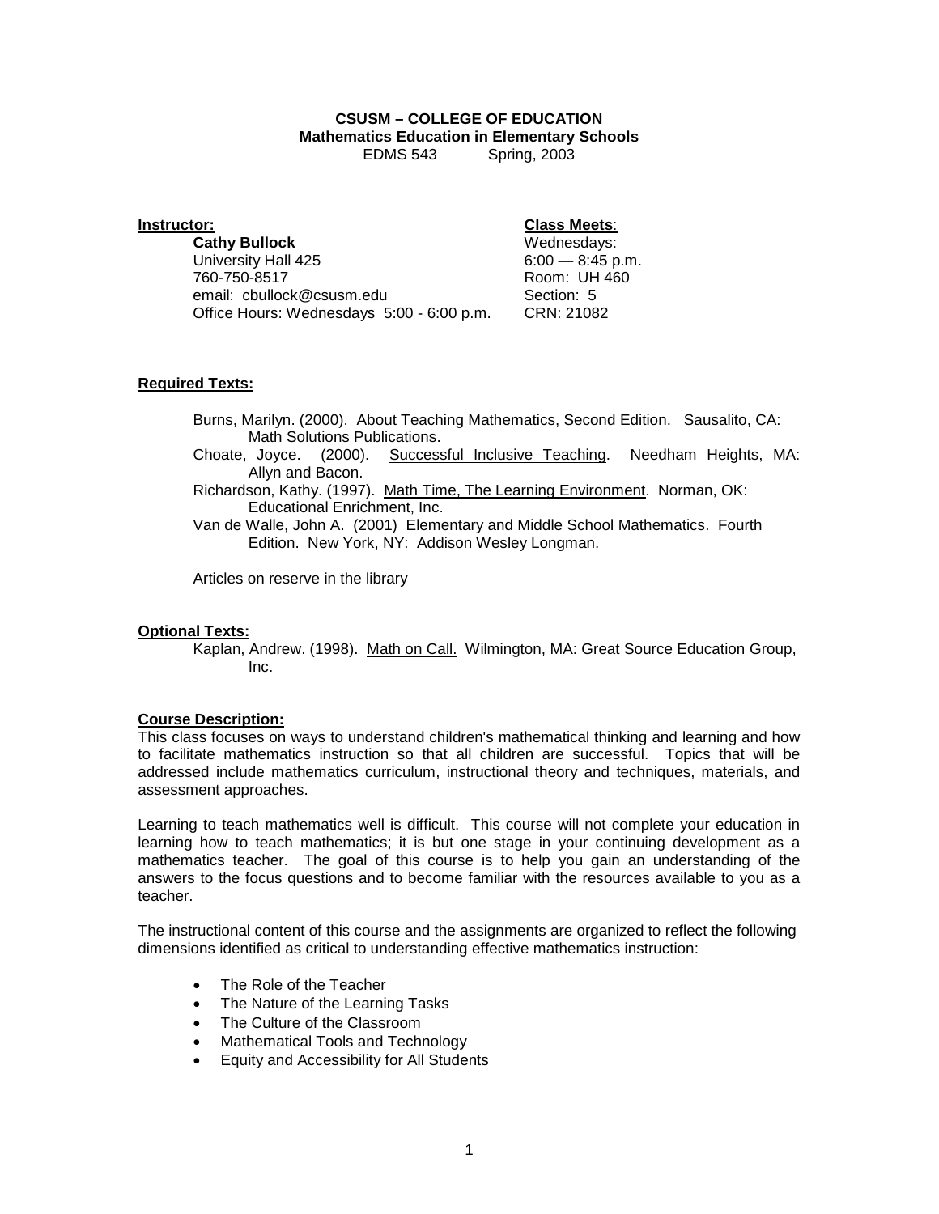**CSUSM – COLLEGE OF EDUCATION**
**Mathematics Education in Elementary Schools**
EDMS 543 Spring, 2003

**Instructor:**
**Cathy Bullock**
University Hall 425
760-750-8517
email: cbullock@csusm.edu
Office Hours: Wednesdays 5:00 - 6:00 p.m.

**Class Meets**:
Wednesdays:
6:00 — 8:45 p.m.
Room: UH 460
Section: 5
CRN: 21082

**Required Texts:**

Burns, Marilyn. (2000). About Teaching Mathematics, Second Edition. Sausalito, CA: Math Solutions Publications.
Choate, Joyce. (2000). Successful Inclusive Teaching. Needham Heights, MA: Allyn and Bacon.
Richardson, Kathy. (1997). Math Time, The Learning Environment. Norman, OK: Educational Enrichment, Inc.
Van de Walle, John A. (2001) Elementary and Middle School Mathematics. Fourth Edition. New York, NY: Addison Wesley Longman.

Articles on reserve in the library

**Optional Texts:**
Kaplan, Andrew. (1998). Math on Call. Wilmington, MA: Great Source Education Group, Inc.

**Course Description:**
This class focuses on ways to understand children's mathematical thinking and learning and how to facilitate mathematics instruction so that all children are successful. Topics that will be addressed include mathematics curriculum, instructional theory and techniques, materials, and assessment approaches.

Learning to teach mathematics well is difficult. This course will not complete your education in learning how to teach mathematics; it is but one stage in your continuing development as a mathematics teacher. The goal of this course is to help you gain an understanding of the answers to the focus questions and to become familiar with the resources available to you as a teacher.

The instructional content of this course and the assignments are organized to reflect the following dimensions identified as critical to understanding effective mathematics instruction:

- The Role of the Teacher
- The Nature of the Learning Tasks
- The Culture of the Classroom
- Mathematical Tools and Technology
- Equity and Accessibility for All Students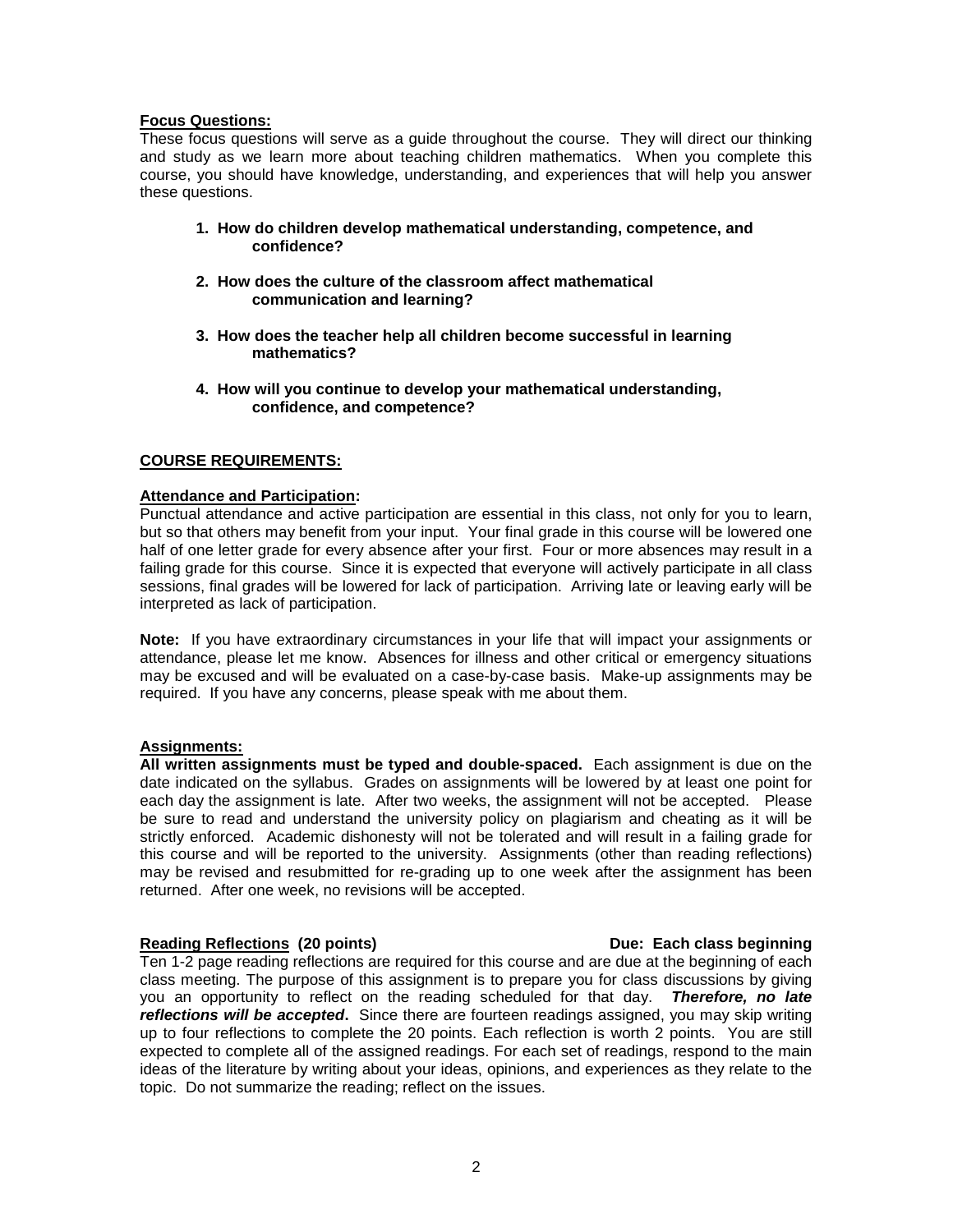**Focus Questions:**

These focus questions will serve as a guide throughout the course. They will direct our thinking and study as we learn more about teaching children mathematics. When you complete this course, you should have knowledge, understanding, and experiences that will help you answer these questions.

1. **How do children develop mathematical understanding, competence, and confidence?**
2. **How does the culture of the classroom affect mathematical communication and learning?**
3. **How does the teacher help all children become successful in learning mathematics?**
4. **How will you continue to develop your mathematical understanding, confidence, and competence?**

## COURSE REQUIREMENTS:

**Attendance and Participation:**

Punctual attendance and active participation are essential in this class, not only for you to learn, but so that others may benefit from your input. Your final grade in this course will be lowered one half of one letter grade for every absence after your first. Four or more absences may result in a failing grade for this course. Since it is expected that everyone will actively participate in all class sessions, final grades will be lowered for lack of participation. Arriving late or leaving early will be interpreted as lack of participation.

**Note:** If you have extraordinary circumstances in your life that will impact your assignments or attendance, please let me know. Absences for illness and other critical or emergency situations may be excused and will be evaluated on a case-by-case basis. Make-up assignments may be required. If you have any concerns, please speak with me about them.

**Assignments:**

**All written assignments must be typed and double-spaced.** Each assignment is due on the date indicated on the syllabus. Grades on assignments will be lowered by at least one point for each day the assignment is late. After two weeks, the assignment will not be accepted. Please be sure to read and understand the university policy on plagiarism and cheating as it will be strictly enforced. Academic dishonesty will not be tolerated and will result in a failing grade for this course and will be reported to the university. Assignments (other than reading reflections) may be revised and resubmitted for re-grading up to one week after the assignment has been returned. After one week, no revisions will be accepted.

**Reading Reflections (20 points)** **Due: Each class beginning**

Ten 1-2 page reading reflections are required for this course and are due at the beginning of each class meeting. The purpose of this assignment is to prepare you for class discussions by giving you an opportunity to reflect on the reading scheduled for that day. ***Therefore, no late reflections will be accepted***. Since there are fourteen readings assigned, you may skip writing up to four reflections to complete the 20 points. Each reflection is worth 2 points. You are still expected to complete all of the assigned readings. For each set of readings, respond to the main ideas of the literature by writing about your ideas, opinions, and experiences as they relate to the topic. Do not summarize the reading; reflect on the issues.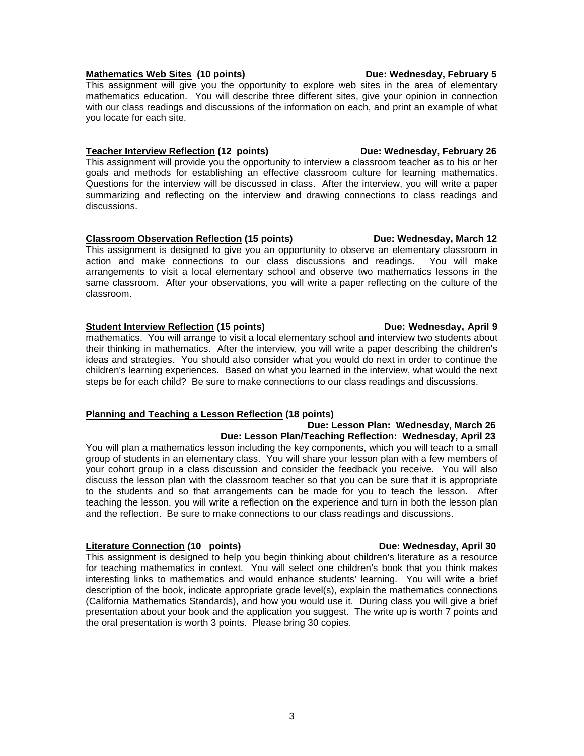**<u>Mathematics Web Sites</u> (10 points)** **Due: Wednesday, February 5**

This assignment will give you the opportunity to explore web sites in the area of elementary mathematics education. You will describe three different sites, give your opinion in connection with our class readings and discussions of the information on each, and print an example of what you locate for each site.

**<u>Teacher Interview Reflection</u> (12 points)** **Due: Wednesday, February 26**

This assignment will provide you the opportunity to interview a classroom teacher as to his or her goals and methods for establishing an effective classroom culture for learning mathematics. Questions for the interview will be discussed in class. After the interview, you will write a paper summarizing and reflecting on the interview and drawing connections to class readings and discussions.

**<u>Classroom Observation Reflection</u> (15 points)** **Due: Wednesday, March 12**

This assignment is designed to give you an opportunity to observe an elementary classroom in action and make connections to our class discussions and readings. You will make arrangements to visit a local elementary school and observe two mathematics lessons in the same classroom. After your observations, you will write a paper reflecting on the culture of the classroom.

**<u>Student Interview Reflection</u> (15 points)** **Due: Wednesday, April 9**

mathematics. You will arrange to visit a local elementary school and interview two students about their thinking in mathematics. After the interview, you will write a paper describing the children's ideas and strategies. You should also consider what you would do next in order to continue the children's learning experiences. Based on what you learned in the interview, what would the next steps be for each child? Be sure to make connections to our class readings and discussions.

**<u>Planning and Teaching a Lesson Reflection</u> (18 points)**

**Due: Lesson Plan: Wednesday, March 26**
**Due: Lesson Plan/Teaching Reflection: Wednesday, April 23**

You will plan a mathematics lesson including the key components, which you will teach to a small group of students in an elementary class. You will share your lesson plan with a few members of your cohort group in a class discussion and consider the feedback you receive. You will also discuss the lesson plan with the classroom teacher so that you can be sure that it is appropriate to the students and so that arrangements can be made for you to teach the lesson. After teaching the lesson, you will write a reflection on the experience and turn in both the lesson plan and the reflection. Be sure to make connections to our class readings and discussions.

**<u>Literature Connection</u> (10 points)** **Due: Wednesday, April 30**

This assignment is designed to help you begin thinking about children's literature as a resource for teaching mathematics in context. You will select one children's book that you think makes interesting links to mathematics and would enhance students' learning. You will write a brief description of the book, indicate appropriate grade level(s), explain the mathematics connections (California Mathematics Standards), and how you would use it. During class you will give a brief presentation about your book and the application you suggest. The write up is worth 7 points and the oral presentation is worth 3 points. Please bring 30 copies.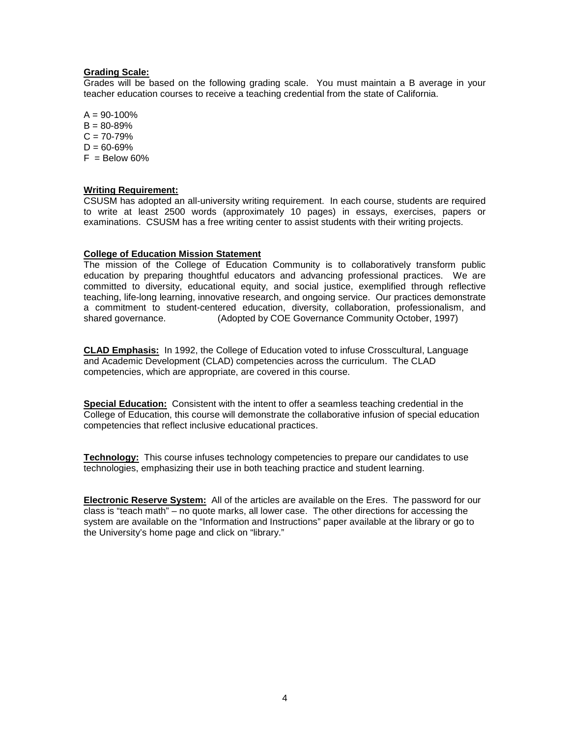**Grading Scale:**
Grades will be based on the following grading scale. You must maintain a B average in your teacher education courses to receive a teaching credential from the state of California.

A = 90-100%
B = 80-89%
C = 70-79%
D = 60-69%
F = Below 60%

**Writing Requirement:**
CSUSM has adopted an all-university writing requirement. In each course, students are required to write at least 2500 words (approximately 10 pages) in essays, exercises, papers or examinations. CSUSM has a free writing center to assist students with their writing projects.

**College of Education Mission Statement**
The mission of the College of Education Community is to collaboratively transform public education by preparing thoughtful educators and advancing professional practices. We are committed to diversity, educational equity, and social justice, exemplified through reflective teaching, life-long learning, innovative research, and ongoing service. Our practices demonstrate a commitment to student-centered education, diversity, collaboration, professionalism, and shared governance. (Adopted by COE Governance Community October, 1997)

**CLAD Emphasis:** In 1992, the College of Education voted to infuse Crosscultural, Language and Academic Development (CLAD) competencies across the curriculum. The CLAD competencies, which are appropriate, are covered in this course.

**Special Education:** Consistent with the intent to offer a seamless teaching credential in the College of Education, this course will demonstrate the collaborative infusion of special education competencies that reflect inclusive educational practices.

**Technology:** This course infuses technology competencies to prepare our candidates to use technologies, emphasizing their use in both teaching practice and student learning.

**Electronic Reserve System:** All of the articles are available on the Eres. The password for our class is "teach math" – no quote marks, all lower case. The other directions for accessing the system are available on the "Information and Instructions" paper available at the library or go to the University's home page and click on "library."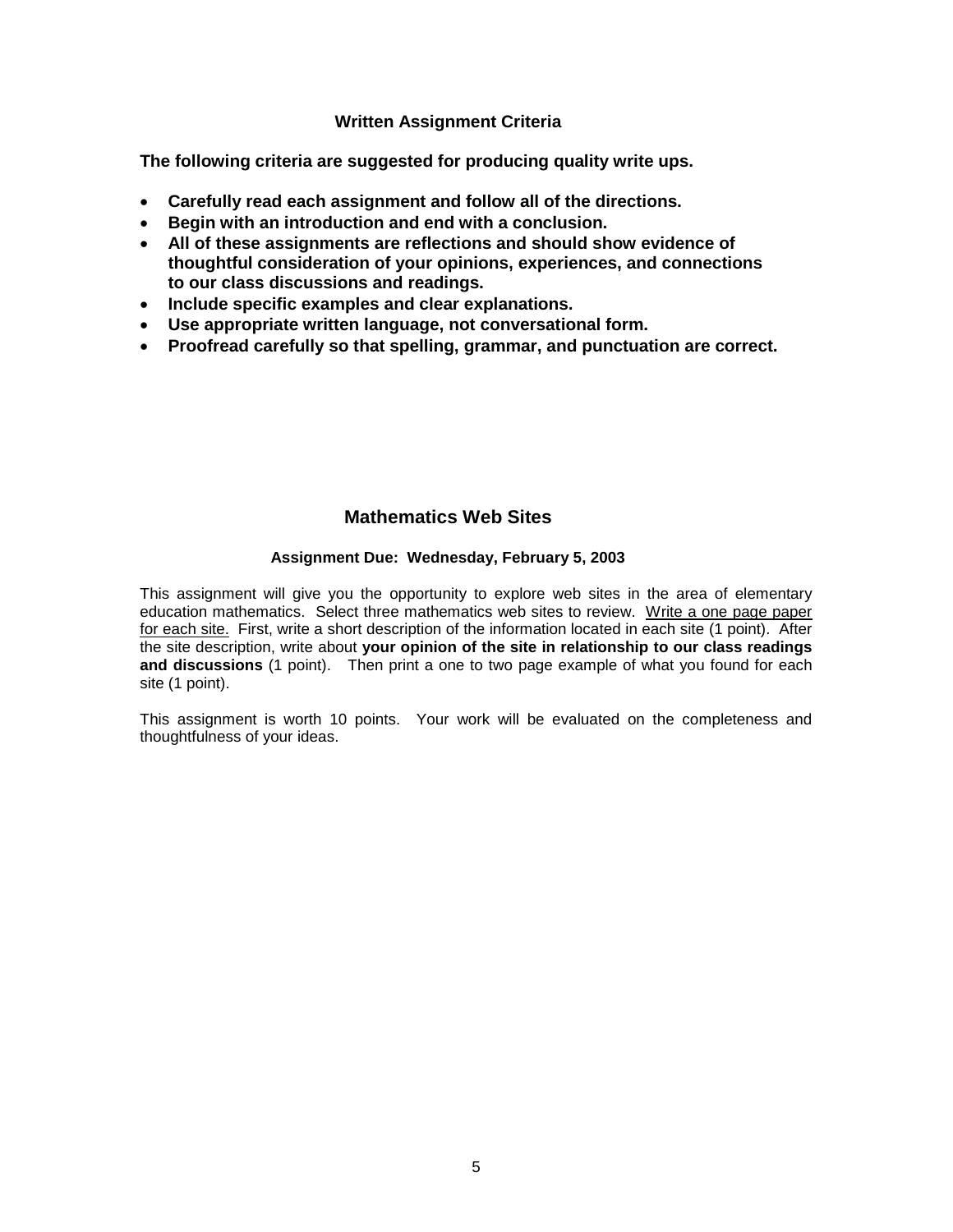## Written Assignment Criteria

**The following criteria are suggested for producing quality write ups.**

- **Carefully read each assignment and follow all of the directions.**
- **Begin with an introduction and end with a conclusion.**
- **All of these assignments are reflections and should show evidence of thoughtful consideration of your opinions, experiences, and connections to our class discussions and readings.**
- **Include specific examples and clear explanations.**
- **Use appropriate written language, not conversational form.**
- **Proofread carefully so that spelling, grammar, and punctuation are correct.**

## Mathematics Web Sites

**Assignment Due: Wednesday, February 5, 2003**

This assignment will give you the opportunity to explore web sites in the area of elementary education mathematics. Select three mathematics web sites to review. <u>Write a one page paper for each site.</u> First, write a short description of the information located in each site (1 point). After the site description, write about **your opinion of the site in relationship to our class readings and discussions** (1 point). Then print a one to two page example of what you found for each site (1 point).

This assignment is worth 10 points. Your work will be evaluated on the completeness and thoughtfulness of your ideas.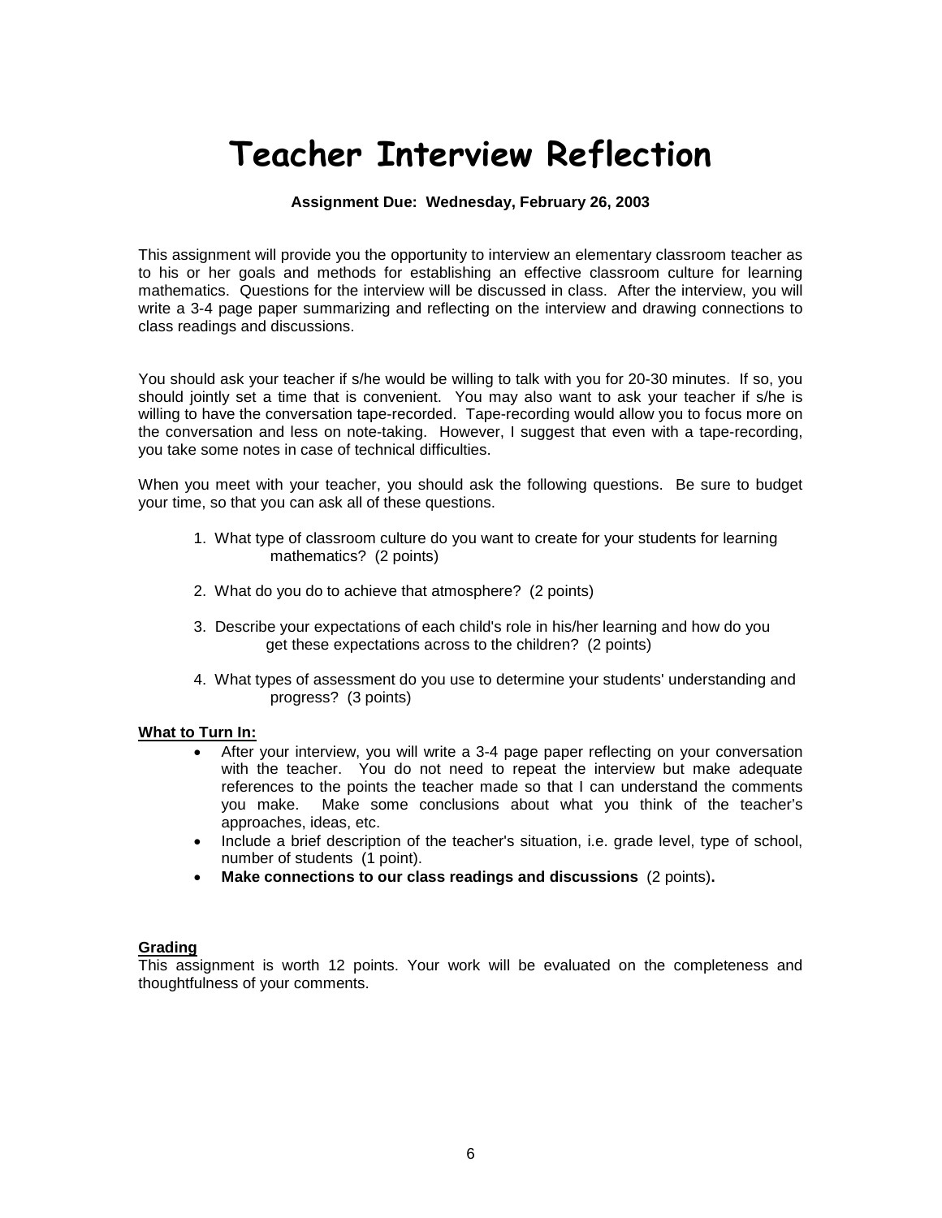# Teacher Interview Reflection

**Assignment Due: Wednesday, February 26, 2003**

This assignment will provide you the opportunity to interview an elementary classroom teacher as to his or her goals and methods for establishing an effective classroom culture for learning mathematics. Questions for the interview will be discussed in class. After the interview, you will write a 3-4 page paper summarizing and reflecting on the interview and drawing connections to class readings and discussions.

You should ask your teacher if s/he would be willing to talk with you for 20-30 minutes. If so, you should jointly set a time that is convenient. You may also want to ask your teacher if s/he is willing to have the conversation tape-recorded. Tape-recording would allow you to focus more on the conversation and less on note-taking. However, I suggest that even with a tape-recording, you take some notes in case of technical difficulties.

When you meet with your teacher, you should ask the following questions. Be sure to budget your time, so that you can ask all of these questions.

1. What type of classroom culture do you want to create for your students for learning mathematics? (2 points)
2. What do you do to achieve that atmosphere? (2 points)
3. Describe your expectations of each child's role in his/her learning and how do you get these expectations across to the children? (2 points)
4. What types of assessment do you use to determine your students' understanding and progress? (3 points)

**<u>What to Turn In:</u>**

- After your interview, you will write a 3-4 page paper reflecting on your conversation with the teacher. You do not need to repeat the interview but make adequate references to the points the teacher made so that I can understand the comments you make. Make some conclusions about what you think of the teacher's approaches, ideas, etc.
- Include a brief description of the teacher's situation, i.e. grade level, type of school, number of students (1 point).
- **Make connections to our class readings and discussions** (2 points)**.**

**<u>Grading</u>**

This assignment is worth 12 points. Your work will be evaluated on the completeness and thoughtfulness of your comments.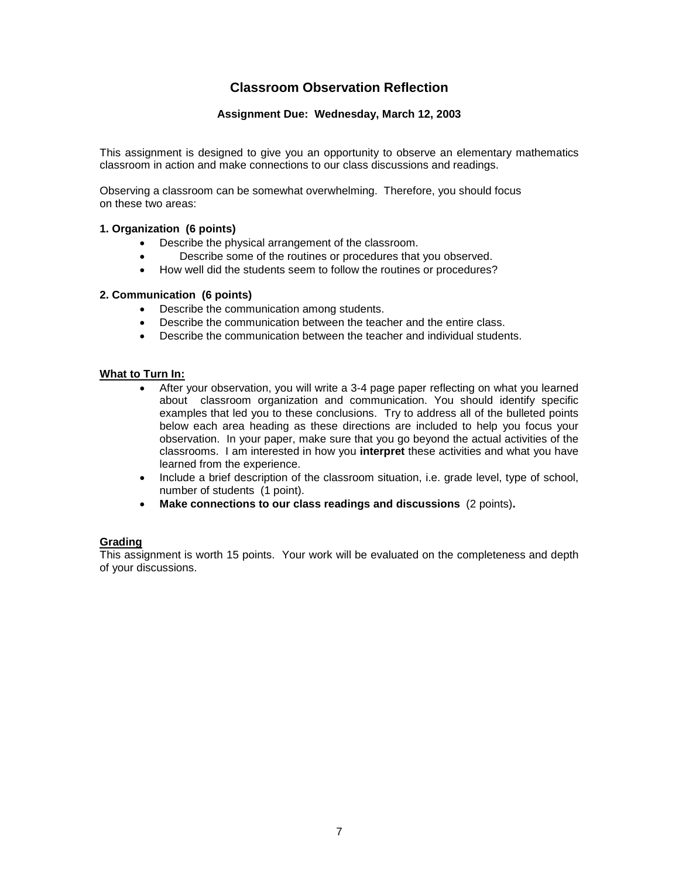# Classroom Observation Reflection

**Assignment Due: Wednesday, March 12, 2003**

This assignment is designed to give you an opportunity to observe an elementary mathematics classroom in action and make connections to our class discussions and readings.

Observing a classroom can be somewhat overwhelming. Therefore, you should focus on these two areas:

**1. Organization (6 points)**

- Describe the physical arrangement of the classroom.
- Describe some of the routines or procedures that you observed.
- How well did the students seem to follow the routines or procedures?

**2. Communication (6 points)**

- Describe the communication among students.
- Describe the communication between the teacher and the entire class.
- Describe the communication between the teacher and individual students.

<u>**What to Turn In:**</u>

- After your observation, you will write a 3-4 page paper reflecting on what you learned about classroom organization and communication. You should identify specific examples that led you to these conclusions. Try to address all of the bulleted points below each area heading as these directions are included to help you focus your observation. In your paper, make sure that you go beyond the actual activities of the classrooms. I am interested in how you **interpret** these activities and what you have learned from the experience.
- Include a brief description of the classroom situation, i.e. grade level, type of school, number of students (1 point).
- **Make connections to our class readings and discussions** (2 points)**.**

<u>**Grading**</u>

This assignment is worth 15 points. Your work will be evaluated on the completeness and depth of your discussions.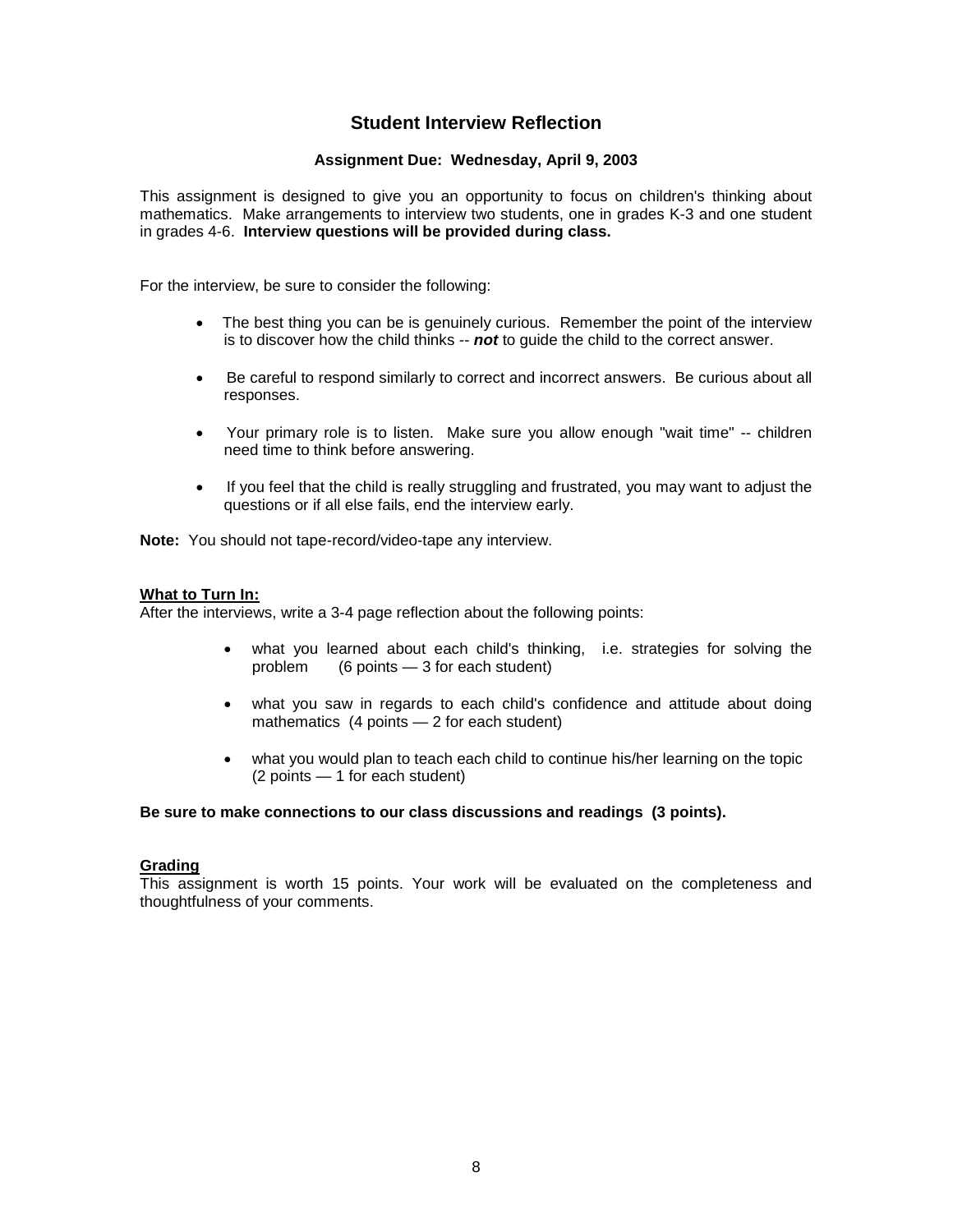## Student Interview Reflection

**Assignment Due: Wednesday, April 9, 2003**

This assignment is designed to give you an opportunity to focus on children's thinking about mathematics. Make arrangements to interview two students, one in grades K-3 and one student in grades 4-6. **Interview questions will be provided during class.**

For the interview, be sure to consider the following:

- The best thing you can be is genuinely curious. Remember the point of the interview is to discover how the child thinks -- ***not*** to guide the child to the correct answer.
- Be careful to respond similarly to correct and incorrect answers. Be curious about all responses.
- Your primary role is to listen. Make sure you allow enough "wait time" -- children need time to think before answering.
- If you feel that the child is really struggling and frustrated, you may want to adjust the questions or if all else fails, end the interview early.

**Note:** You should not tape-record/video-tape any interview.

**What to Turn In:**

After the interviews, write a 3-4 page reflection about the following points:

- what you learned about each child's thinking, i.e. strategies for solving the problem (6 points — 3 for each student)
- what you saw in regards to each child's confidence and attitude about doing mathematics (4 points — 2 for each student)
- what you would plan to teach each child to continue his/her learning on the topic (2 points — 1 for each student)

**Be sure to make connections to our class discussions and readings (3 points).**

**Grading**

This assignment is worth 15 points. Your work will be evaluated on the completeness and thoughtfulness of your comments.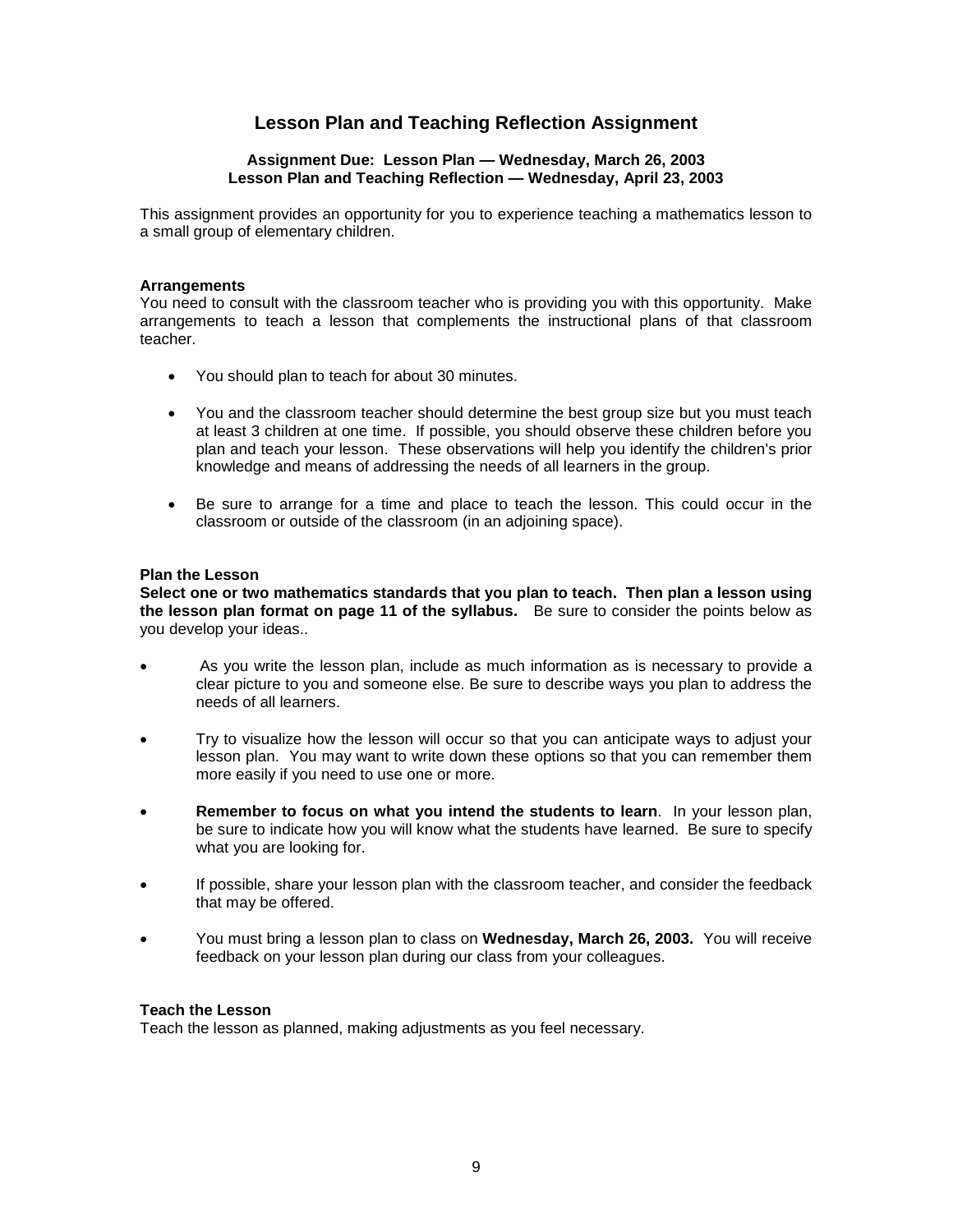# Lesson Plan and Teaching Reflection Assignment

**Assignment Due: Lesson Plan — Wednesday, March 26, 2003**
**Lesson Plan and Teaching Reflection — Wednesday, April 23, 2003**

This assignment provides an opportunity for you to experience teaching a mathematics lesson to a small group of elementary children.

### Arrangements

You need to consult with the classroom teacher who is providing you with this opportunity. Make arrangements to teach a lesson that complements the instructional plans of that classroom teacher.

- You should plan to teach for about 30 minutes.
- You and the classroom teacher should determine the best group size but you must teach at least 3 children at one time. If possible, you should observe these children before you plan and teach your lesson. These observations will help you identify the children's prior knowledge and means of addressing the needs of all learners in the group.
- Be sure to arrange for a time and place to teach the lesson. This could occur in the classroom or outside of the classroom (in an adjoining space).

### Plan the Lesson

**Select one or two mathematics standards that you plan to teach. Then plan a lesson using the lesson plan format on page 11 of the syllabus.** Be sure to consider the points below as you develop your ideas..

- As you write the lesson plan, include as much information as is necessary to provide a clear picture to you and someone else. Be sure to describe ways you plan to address the needs of all learners.
- Try to visualize how the lesson will occur so that you can anticipate ways to adjust your lesson plan. You may want to write down these options so that you can remember them more easily if you need to use one or more.
- **Remember to focus on what you intend the students to learn**. In your lesson plan, be sure to indicate how you will know what the students have learned. Be sure to specify what you are looking for.
- If possible, share your lesson plan with the classroom teacher, and consider the feedback that may be offered.
- You must bring a lesson plan to class on **Wednesday, March 26, 2003.** You will receive feedback on your lesson plan during our class from your colleagues.

### Teach the Lesson

Teach the lesson as planned, making adjustments as you feel necessary.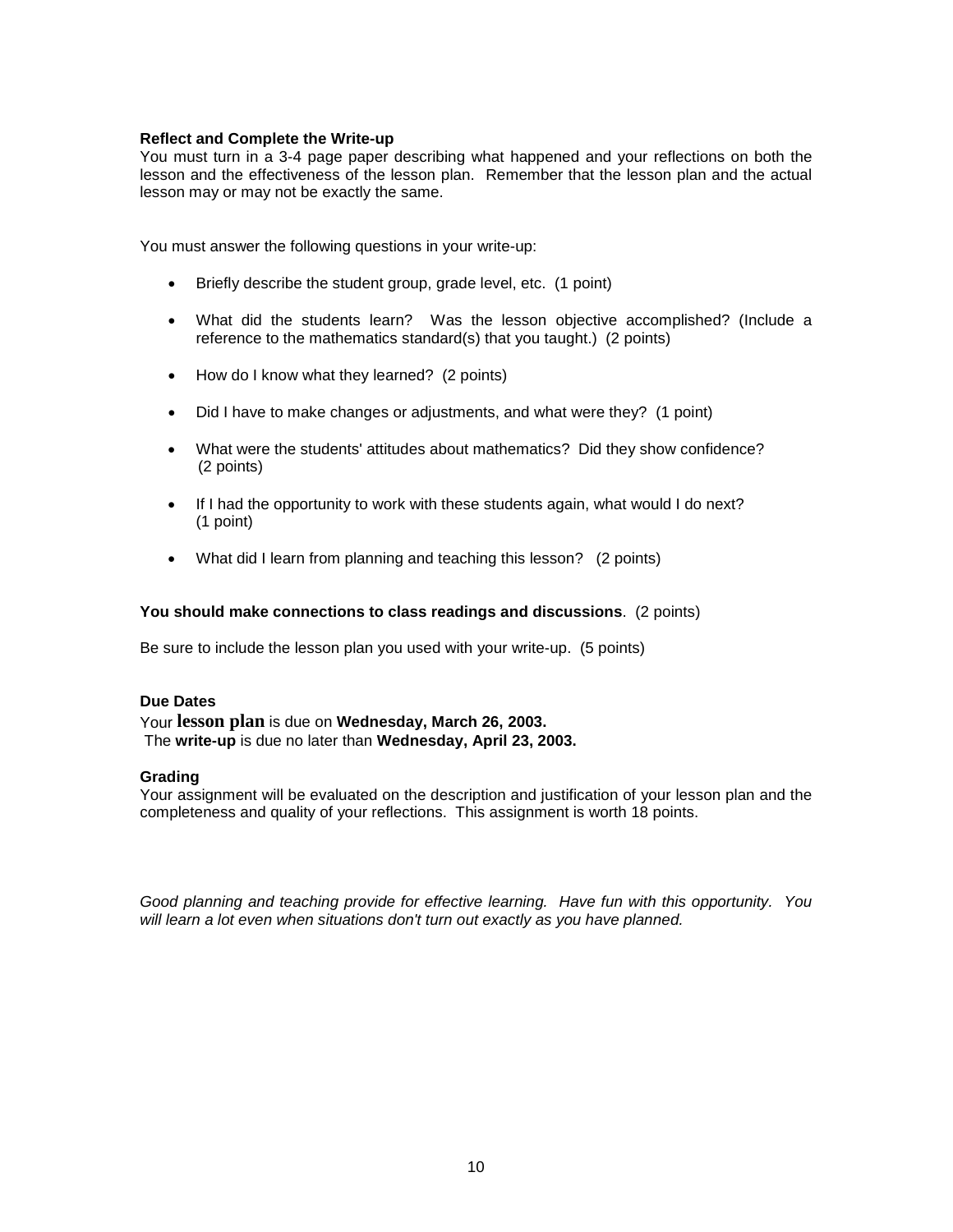**Reflect and Complete the Write-up**

You must turn in a 3-4 page paper describing what happened and your reflections on both the lesson and the effectiveness of the lesson plan. Remember that the lesson plan and the actual lesson may or may not be exactly the same.

You must answer the following questions in your write-up:

- Briefly describe the student group, grade level, etc. (1 point)
- What did the students learn? Was the lesson objective accomplished? (Include a reference to the mathematics standard(s) that you taught.) (2 points)
- How do I know what they learned? (2 points)
- Did I have to make changes or adjustments, and what were they? (1 point)
- What were the students' attitudes about mathematics? Did they show confidence? (2 points)
- If I had the opportunity to work with these students again, what would I do next? (1 point)
- What did I learn from planning and teaching this lesson? (2 points)

**You should make connections to class readings and discussions**. (2 points)

Be sure to include the lesson plan you used with your write-up. (5 points)

**Due Dates**

Your **lesson plan** is due on **Wednesday, March 26, 2003.**
The **write-up** is due no later than **Wednesday, April 23, 2003.**

**Grading**

Your assignment will be evaluated on the description and justification of your lesson plan and the completeness and quality of your reflections. This assignment is worth 18 points.

*Good planning and teaching provide for effective learning. Have fun with this opportunity. You will learn a lot even when situations don't turn out exactly as you have planned.*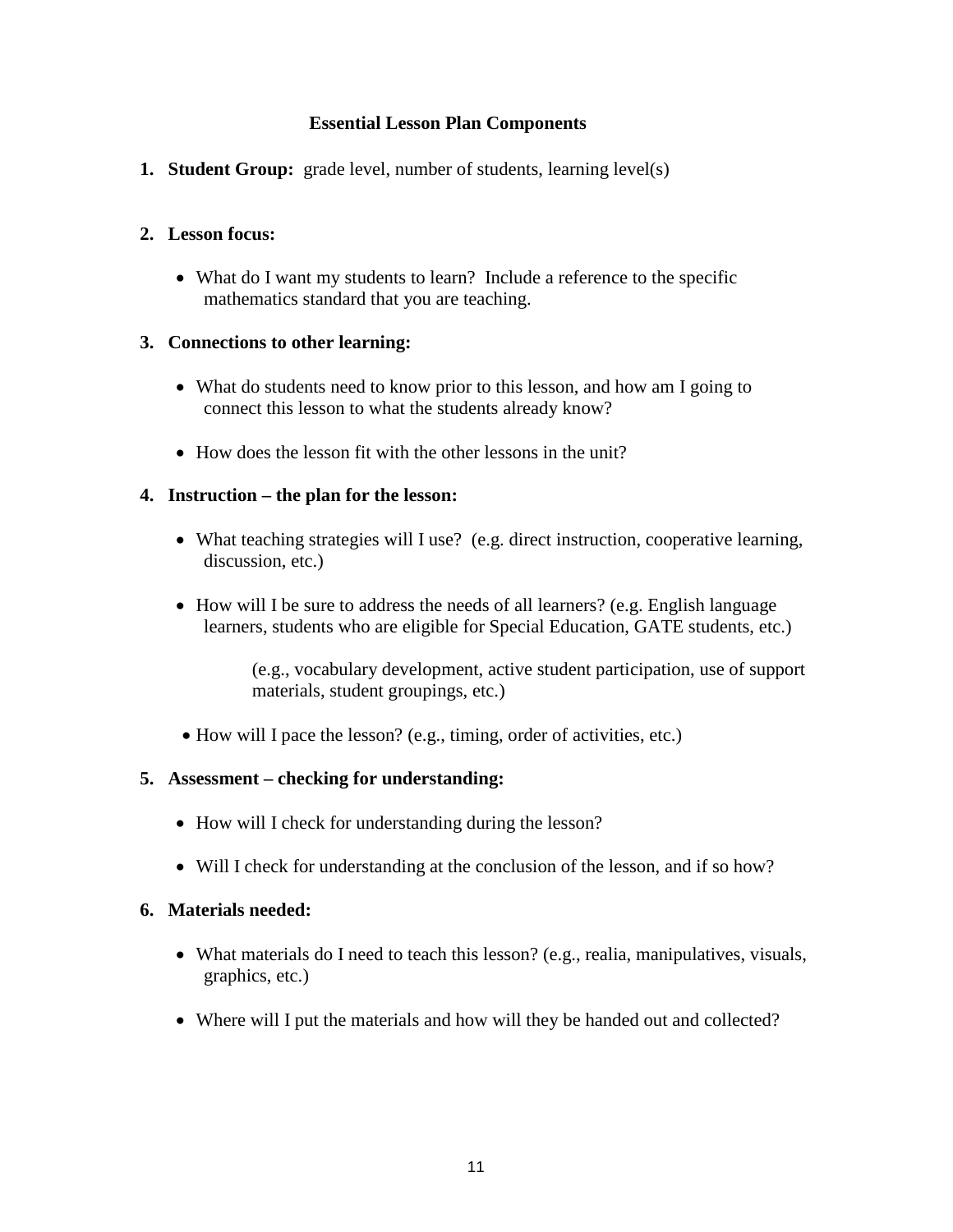## Essential Lesson Plan Components

1. **Student Group:** grade level, number of students, learning level(s)

2. **Lesson focus:**

   - What do I want my students to learn? Include a reference to the specific mathematics standard that you are teaching.

3. **Connections to other learning:**

   - What do students need to know prior to this lesson, and how am I going to connect this lesson to what the students already know?

   - How does the lesson fit with the other lessons in the unit?

4. **Instruction – the plan for the lesson:**

   - What teaching strategies will I use? (e.g. direct instruction, cooperative learning, discussion, etc.)

   - How will I be sure to address the needs of all learners? (e.g. English language learners, students who are eligible for Special Education, GATE students, etc.)

     (e.g., vocabulary development, active student participation, use of support materials, student groupings, etc.)

   - How will I pace the lesson? (e.g., timing, order of activities, etc.)

5. **Assessment – checking for understanding:**

   - How will I check for understanding during the lesson?

   - Will I check for understanding at the conclusion of the lesson, and if so how?

6. **Materials needed:**

   - What materials do I need to teach this lesson? (e.g., realia, manipulatives, visuals, graphics, etc.)

   - Where will I put the materials and how will they be handed out and collected?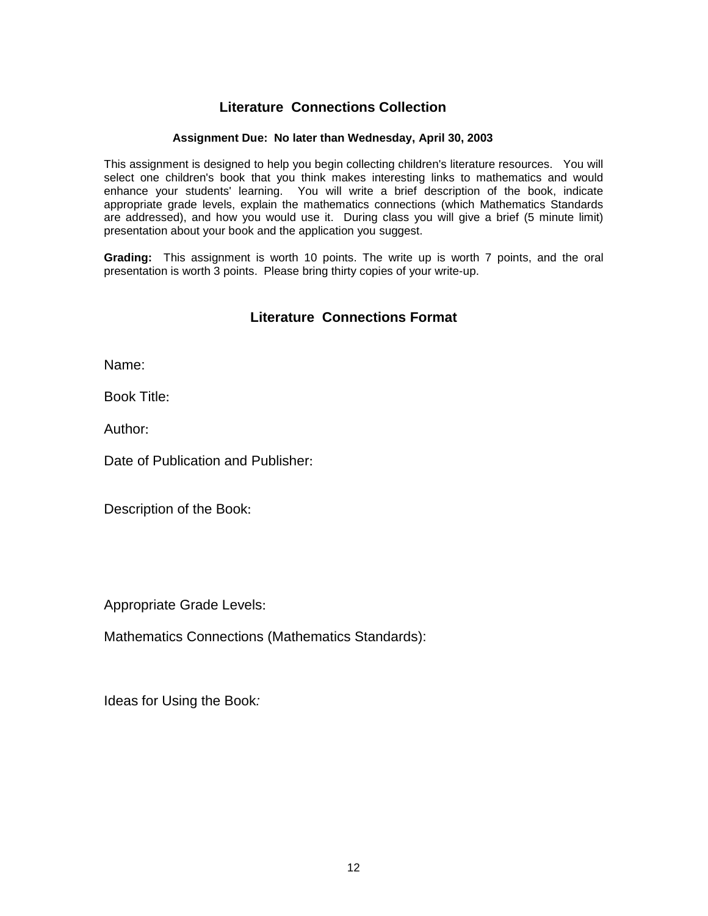## Literature Connections Collection

**Assignment Due: No later than Wednesday, April 30, 2003**

This assignment is designed to help you begin collecting children's literature resources. You will select one children's book that you think makes interesting links to mathematics and would enhance your students' learning. You will write a brief description of the book, indicate appropriate grade levels, explain the mathematics connections (which Mathematics Standards are addressed), and how you would use it. During class you will give a brief (5 minute limit) presentation about your book and the application you suggest.

**Grading:** This assignment is worth 10 points. The write up is worth 7 points, and the oral presentation is worth 3 points. Please bring thirty copies of your write-up.

## Literature Connections Format

Name:

Book Title:

Author:

Date of Publication and Publisher:

Description of the Book:

Appropriate Grade Levels:

Mathematics Connections (Mathematics Standards):

Ideas for Using the Book*:*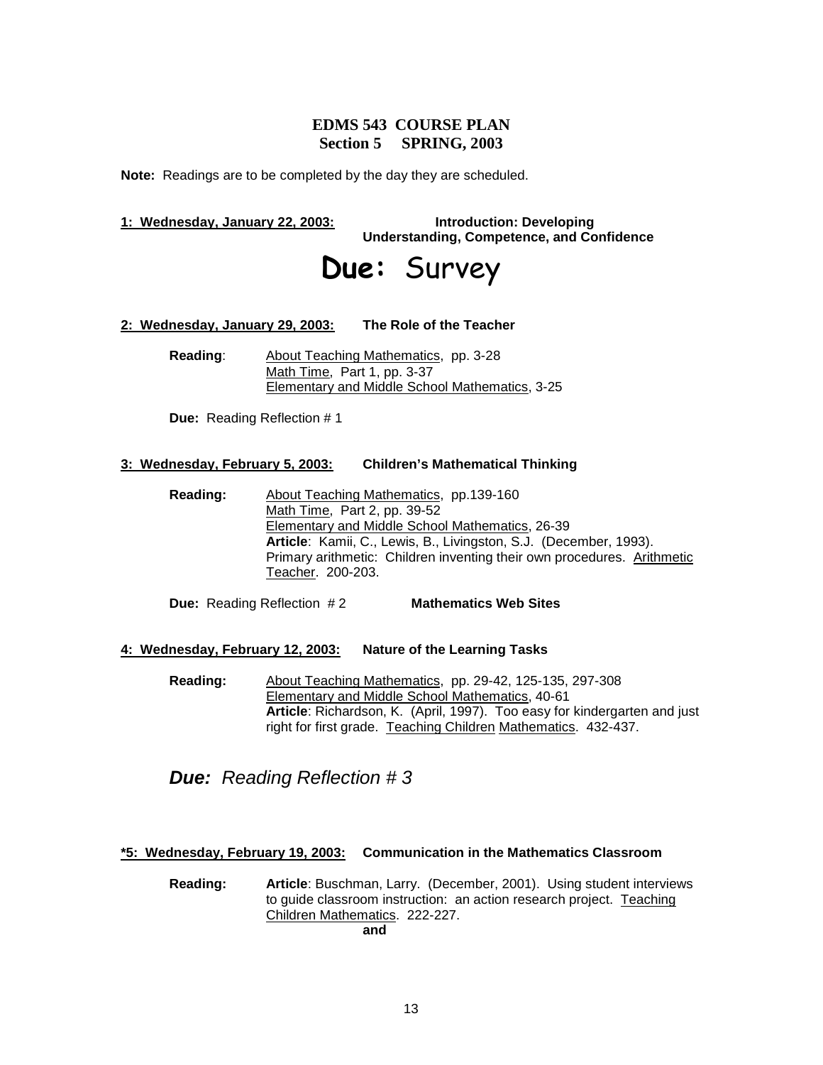## EDMS 543 COURSE PLAN
## Section 5 SPRING, 2003

**Note:** Readings are to be completed by the day they are scheduled.

**1: Wednesday, January 22, 2003:** **Introduction: Developing Understanding, Competence, and Confidence**

# **Due:** Survey

**2: Wednesday, January 29, 2003:** **The Role of the Teacher**

**Reading**: About Teaching Mathematics, pp. 3-28
Math Time, Part 1, pp. 3-37
Elementary and Middle School Mathematics, 3-25

**Due:** Reading Reflection # 1

**3: Wednesday, February 5, 2003:** **Children's Mathematical Thinking**

**Reading:** About Teaching Mathematics, pp.139-160
Math Time, Part 2, pp. 39-52
Elementary and Middle School Mathematics, 26-39
**Article**: Kamii, C., Lewis, B., Livingston, S.J. (December, 1993). Primary arithmetic: Children inventing their own procedures. Arithmetic Teacher. 200-203.

**Due:** Reading Reflection # 2 **Mathematics Web Sites**

**4: Wednesday, February 12, 2003:** **Nature of the Learning Tasks**

**Reading:** About Teaching Mathematics, pp. 29-42, 125-135, 297-308
Elementary and Middle School Mathematics, 40-61
**Article**: Richardson, K. (April, 1997). Too easy for kindergarten and just right for first grade. Teaching Children Mathematics. 432-437.

***Due:*** *Reading Reflection # 3*

**\*5: Wednesday, February 19, 2003:** **Communication in the Mathematics Classroom**

**Reading:** **Article**: Buschman, Larry. (December, 2001). Using student interviews to guide classroom instruction: an action research project. Teaching Children Mathematics. 222-227.
**and**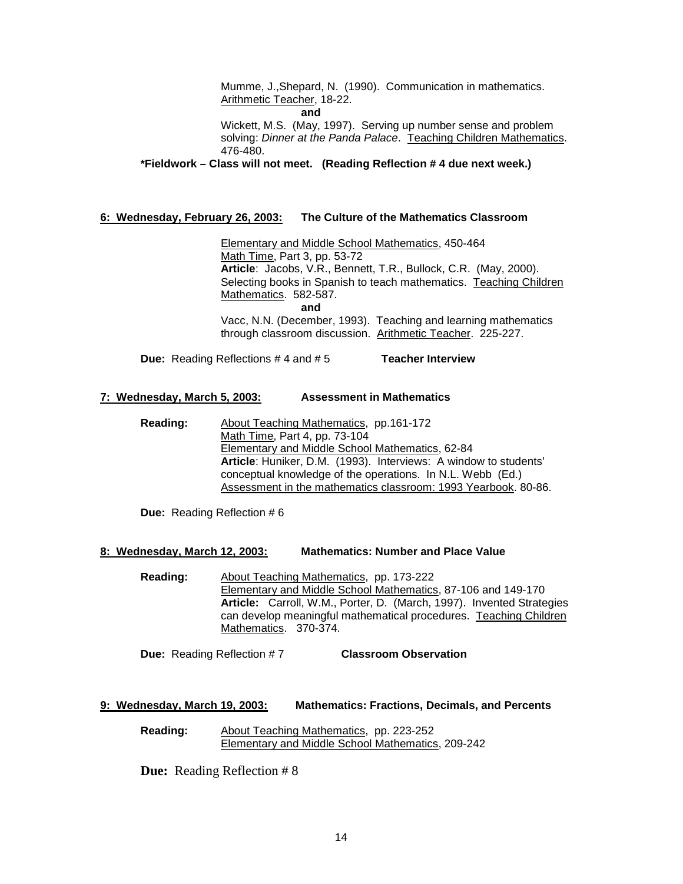Mumme, J.,Shepard, N. (1990). Communication in mathematics. Arithmetic Teacher, 18-22.

**and**

Wickett, M.S. (May, 1997). Serving up number sense and problem solving: *Dinner at the Panda Palace*. Teaching Children Mathematics. 476-480.

**\*Fieldwork – Class will not meet. (Reading Reflection # 4 due next week.)**

**6: Wednesday, February 26, 2003: The Culture of the Mathematics Classroom**

Elementary and Middle School Mathematics, 450-464
Math Time, Part 3, pp. 53-72
**Article**: Jacobs, V.R., Bennett, T.R., Bullock, C.R. (May, 2000). Selecting books in Spanish to teach mathematics. Teaching Children Mathematics. 582-587.

**and**

Vacc, N.N. (December, 1993). Teaching and learning mathematics through classroom discussion. Arithmetic Teacher. 225-227.

**Due:** Reading Reflections # 4 and # 5 **Teacher Interview**

**7: Wednesday, March 5, 2003: Assessment in Mathematics**

**Reading:** About Teaching Mathematics, pp.161-172
Math Time, Part 4, pp. 73-104
Elementary and Middle School Mathematics, 62-84
**Article**: Huniker, D.M. (1993). Interviews: A window to students' conceptual knowledge of the operations. In N.L. Webb (Ed.) Assessment in the mathematics classroom: 1993 Yearbook. 80-86.

**Due:** Reading Reflection # 6

**8: Wednesday, March 12, 2003: Mathematics: Number and Place Value**

**Reading:** About Teaching Mathematics, pp. 173-222
Elementary and Middle School Mathematics, 87-106 and 149-170
**Article:** Carroll, W.M., Porter, D. (March, 1997). Invented Strategies can develop meaningful mathematical procedures. Teaching Children Mathematics. 370-374.

**Due:** Reading Reflection # 7 **Classroom Observation**

**9: Wednesday, March 19, 2003: Mathematics: Fractions, Decimals, and Percents**

**Reading:** About Teaching Mathematics, pp. 223-252
Elementary and Middle School Mathematics, 209-242

**Due:** Reading Reflection # 8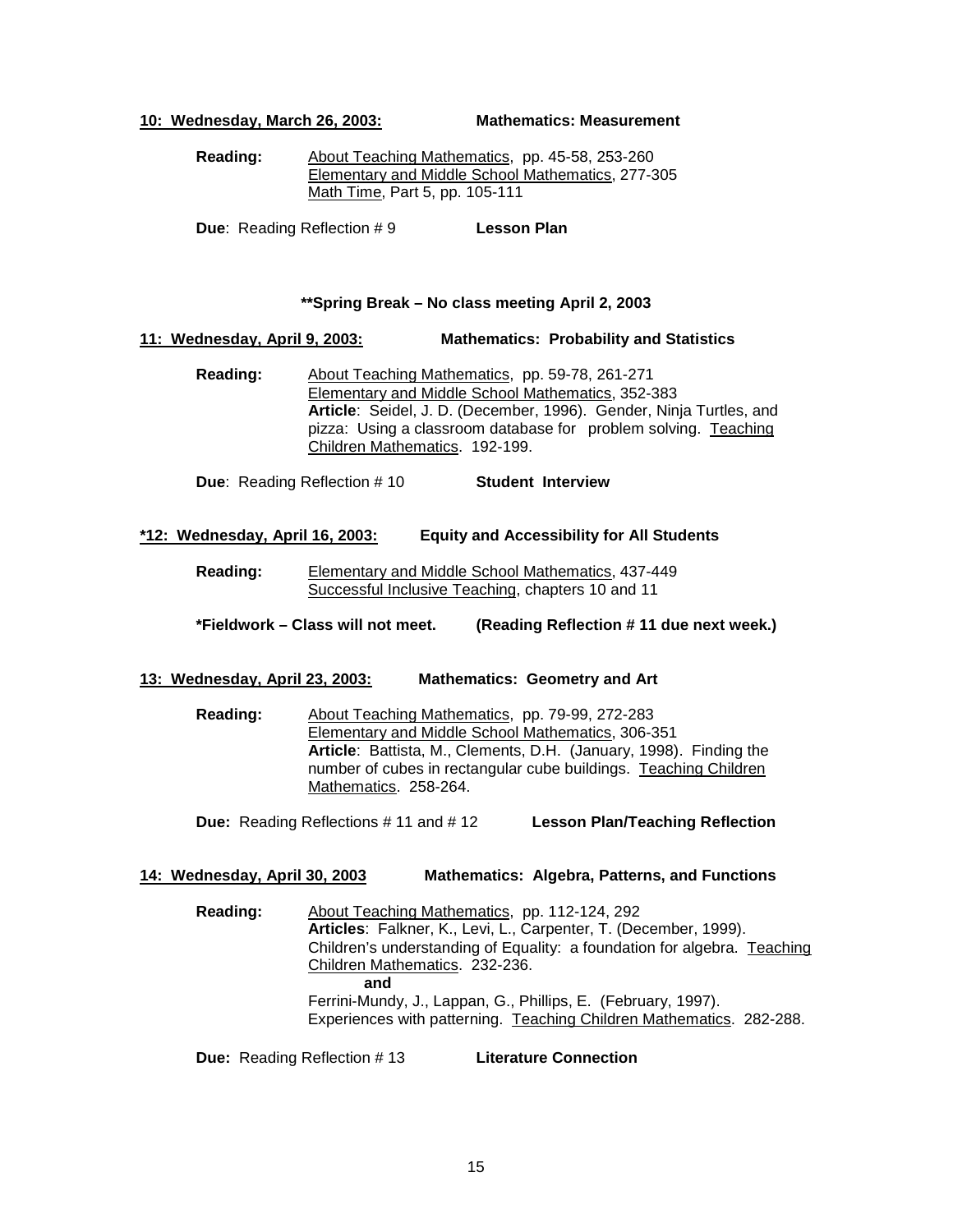**10: Wednesday, March 26, 2003:** **Mathematics: Measurement**

**Reading:** About Teaching Mathematics, pp. 45-58, 253-260
Elementary and Middle School Mathematics, 277-305
Math Time, Part 5, pp. 105-111

**Due**: Reading Reflection # 9 **Lesson Plan**

**\*\*Spring Break – No class meeting April 2, 2003**

**11: Wednesday, April 9, 2003:** **Mathematics: Probability and Statistics**

**Reading:** About Teaching Mathematics, pp. 59-78, 261-271
Elementary and Middle School Mathematics, 352-383
**Article**: Seidel, J. D. (December, 1996). Gender, Ninja Turtles, and pizza: Using a classroom database for problem solving. Teaching Children Mathematics. 192-199.

**Due**: Reading Reflection # 10 **Student Interview**

**\*12: Wednesday, April 16, 2003:** **Equity and Accessibility for All Students**

**Reading:** Elementary and Middle School Mathematics, 437-449
Successful Inclusive Teaching, chapters 10 and 11

**\*Fieldwork – Class will not meet.** **(Reading Reflection # 11 due next week.)**

**13: Wednesday, April 23, 2003:** **Mathematics: Geometry and Art**

**Reading:** About Teaching Mathematics, pp. 79-99, 272-283
Elementary and Middle School Mathematics, 306-351
**Article**: Battista, M., Clements, D.H. (January, 1998). Finding the number of cubes in rectangular cube buildings. Teaching Children Mathematics. 258-264.

**Due:** Reading Reflections # 11 and # 12 **Lesson Plan/Teaching Reflection**

**14: Wednesday, April 30, 2003** **Mathematics: Algebra, Patterns, and Functions**

**Reading:** About Teaching Mathematics, pp. 112-124, 292
**Articles**: Falkner, K., Levi, L., Carpenter, T. (December, 1999). Children's understanding of Equality: a foundation for algebra. Teaching Children Mathematics. 232-236.
**and**
Ferrini-Mundy, J., Lappan, G., Phillips, E. (February, 1997). Experiences with patterning. Teaching Children Mathematics. 282-288.

**Due:** Reading Reflection # 13 **Literature Connection**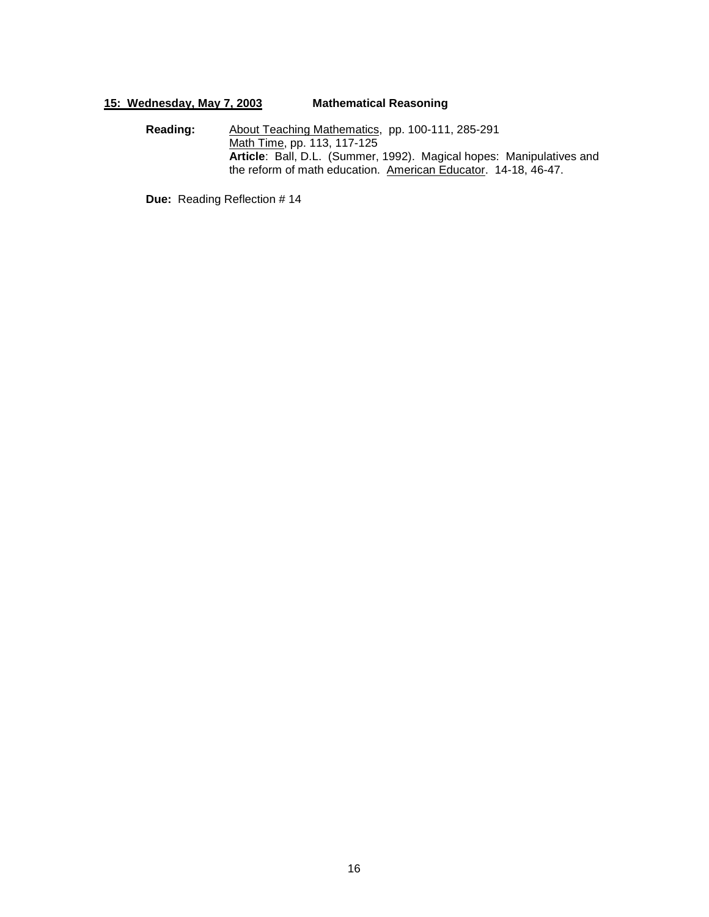**15: Wednesday, May 7, 2003** **Mathematical Reasoning**

**Reading:** About Teaching Mathematics, pp. 100-111, 285-291
Math Time, pp. 113, 117-125
**Article**: Ball, D.L. (Summer, 1992). Magical hopes: Manipulatives and the reform of math education. American Educator. 14-18, 46-47.

**Due:** Reading Reflection # 14